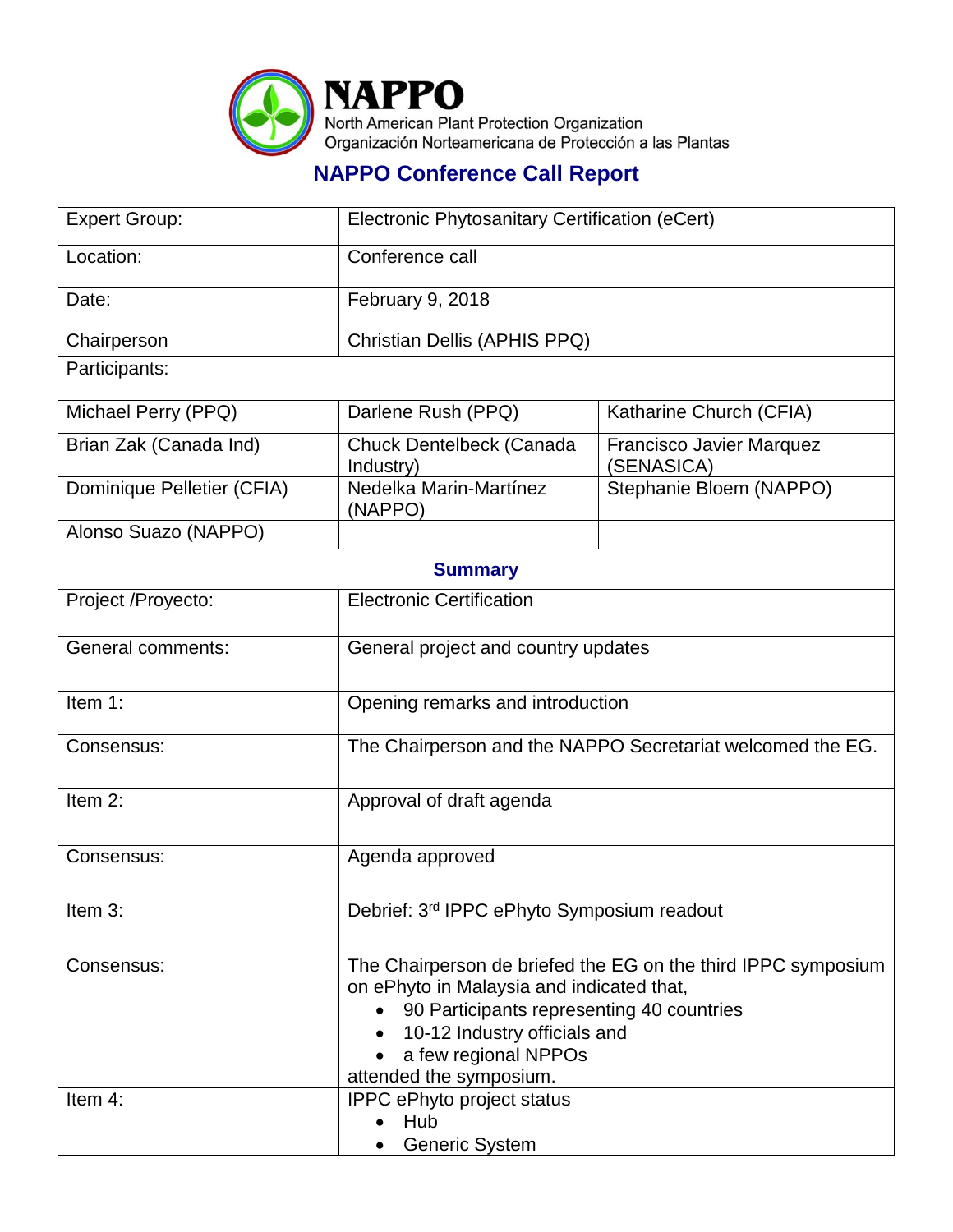# NAPPO

North American Plant Protection Organization
Organización Norteamericana de Protección a las Plantas

## NAPPO Conference Call Report

| Expert Group: | Electronic Phytosanitary Certification (eCert) | |
|---|---|---|
| Location: | Conference call | |
| Date: | February 9, 2018 | |
| Chairperson | Christian Dellis (APHIS PPQ) | |
| Participants: | | |
| Michael Perry (PPQ) | Darlene Rush (PPQ) | Katharine Church (CFIA) |
| Brian Zak (Canada Ind) | Chuck Dentelbeck (Canada Industry) | Francisco Javier Marquez (SENASICA) |
| Dominique Pelletier (CFIA) | Nedelka Marin-Martínez (NAPPO) | Stephanie Bloem (NAPPO) |
| Alonso Suazo (NAPPO) | | |
| **Summary** | | |
| Project /Proyecto: | Electronic Certification | |
| General comments: | General project and country updates | |
| Item 1: | Opening remarks and introduction | |
| Consensus: | The Chairperson and the NAPPO Secretariat welcomed the EG. | |
| Item 2: | Approval of draft agenda | |
| Consensus: | Agenda approved | |
| Item 3: | Debrief: 3rd IPPC ePhyto Symposium readout | |
| Consensus: | The Chairperson de briefed the EG on the third IPPC symposium on ePhyto in Malaysia and indicated that, <br>• 90 Participants representing 40 countries <br>• 10-12 Industry officials and <br>• a few regional NPPOs <br>attended the symposium. | |
| Item 4: | IPPC ePhyto project status <br>• Hub <br>• Generic System | |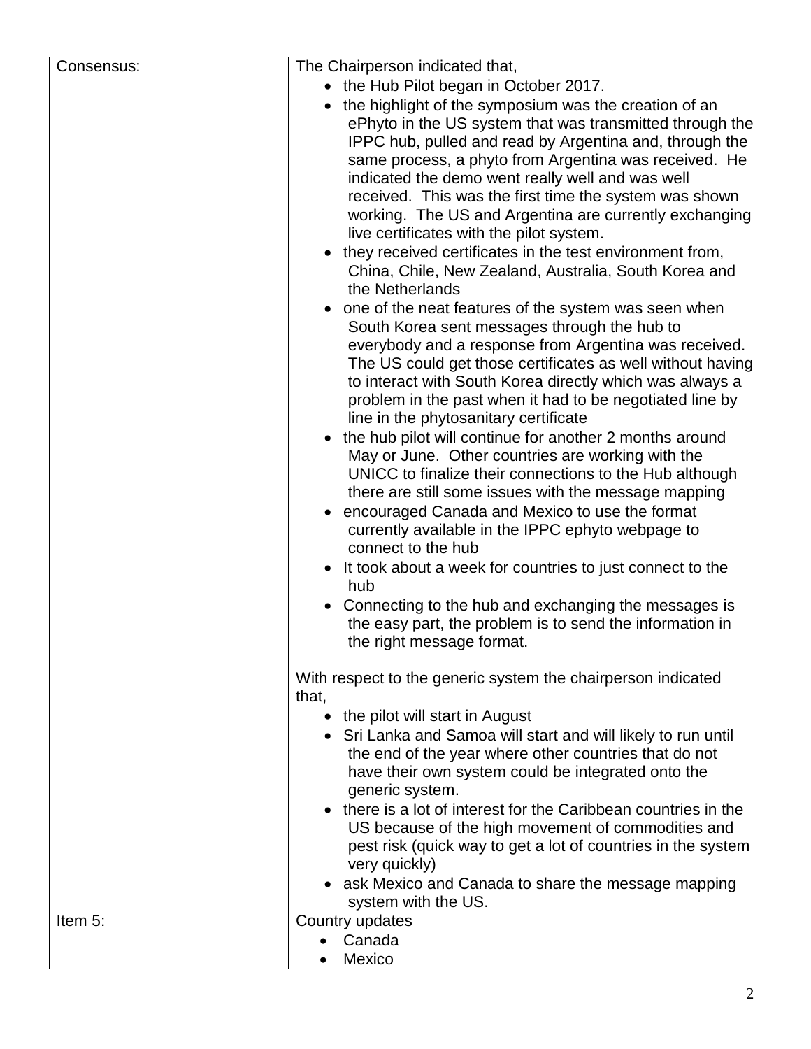| | |
|---|---|
| Consensus: | The Chairperson indicated that,<br>• the Hub Pilot began in October 2017.<br>• the highlight of the symposium was the creation of an ePhyto in the US system that was transmitted through the IPPC hub, pulled and read by Argentina and, through the same process, a phyto from Argentina was received. He indicated the demo went really well and was well received. This was the first time the system was shown working. The US and Argentina are currently exchanging live certificates with the pilot system.<br>• they received certificates in the test environment from, China, Chile, New Zealand, Australia, South Korea and the Netherlands<br>• one of the neat features of the system was seen when South Korea sent messages through the hub to everybody and a response from Argentina was received. The US could get those certificates as well without having to interact with South Korea directly which was always a problem in the past when it had to be negotiated line by line in the phytosanitary certificate<br>• the hub pilot will continue for another 2 months around May or June. Other countries are working with the UNICC to finalize their connections to the Hub although there are still some issues with the message mapping<br>• encouraged Canada and Mexico to use the format currently available in the IPPC ephyto webpage to connect to the hub<br>• It took about a week for countries to just connect to the hub<br>• Connecting to the hub and exchanging the messages is the easy part, the problem is to send the information in the right message format.<br><br>With respect to the generic system the chairperson indicated that,<br>• the pilot will start in August<br>• Sri Lanka and Samoa will start and will likely to run until the end of the year where other countries that do not have their own system could be integrated onto the generic system.<br>• there is a lot of interest for the Caribbean countries in the US because of the high movement of commodities and pest risk (quick way to get a lot of countries in the system very quickly)<br>• ask Mexico and Canada to share the message mapping system with the US. |
| Item 5: | Country updates<br>• Canada<br>• Mexico |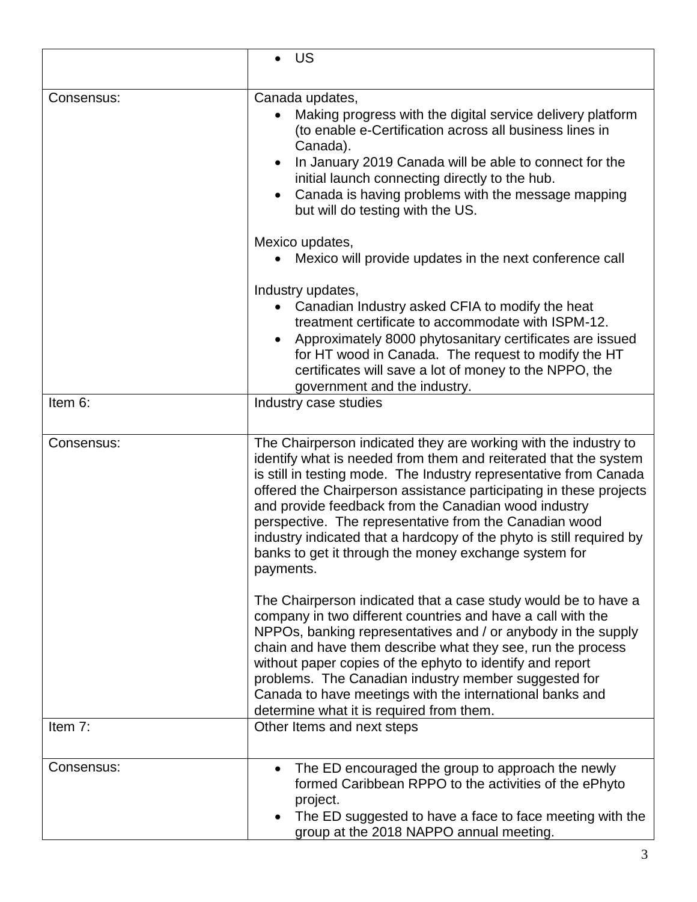| | |
|---|---|
| | • US |
| Consensus: | Canada updates,<br>• Making progress with the digital service delivery platform (to enable e-Certification across all business lines in Canada).<br>• In January 2019 Canada will be able to connect for the initial launch connecting directly to the hub.<br>• Canada is having problems with the message mapping but will do testing with the US.<br><br>Mexico updates,<br>• Mexico will provide updates in the next conference call<br><br>Industry updates,<br>• Canadian Industry asked CFIA to modify the heat treatment certificate to accommodate with ISPM-12.<br>• Approximately 8000 phytosanitary certificates are issued for HT wood in Canada. The request to modify the HT certificates will save a lot of money to the NPPO, the government and the industry. |
| Item 6: | Industry case studies |
| Consensus: | The Chairperson indicated they are working with the industry to identify what is needed from them and reiterated that the system is still in testing mode. The Industry representative from Canada offered the Chairperson assistance participating in these projects and provide feedback from the Canadian wood industry perspective. The representative from the Canadian wood industry indicated that a hardcopy of the phyto is still required by banks to get it through the money exchange system for payments.<br><br>The Chairperson indicated that a case study would be to have a company in two different countries and have a call with the NPPOs, banking representatives and / or anybody in the supply chain and have them describe what they see, run the process without paper copies of the ephyto to identify and report problems. The Canadian industry member suggested for Canada to have meetings with the international banks and determine what it is required from them. |
| Item 7: | Other Items and next steps |
| Consensus: | • The ED encouraged the group to approach the newly formed Caribbean RPPO to the activities of the ePhyto project.<br>• The ED suggested to have a face to face meeting with the group at the 2018 NAPPO annual meeting. |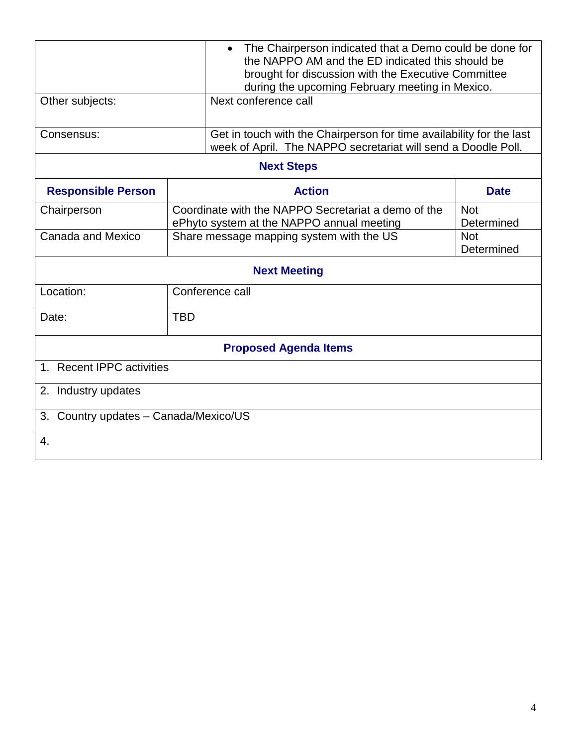| | |
|---|---|
| | • The Chairperson indicated that a Demo could be done for the NAPPO AM and the ED indicated this should be brought for discussion with the Executive Committee during the upcoming February meeting in Mexico. |
| Other subjects: | Next conference call |
| Consensus: | Get in touch with the Chairperson for time availability for the last week of April. The NAPPO secretariat will send a Doodle Poll. |

**Next Steps**

| Responsible Person | Action | Date |
|---|---|---|
| Chairperson | Coordinate with the NAPPO Secretariat a demo of the ePhyto system at the NAPPO annual meeting | Not Determined |
| Canada and Mexico | Share message mapping system with the US | Not Determined |

**Next Meeting**

| | |
|---|---|
| Location: | Conference call |
| Date: | TBD |

**Proposed Agenda Items**

1. Recent IPPC activities
2. Industry updates
3. Country updates – Canada/Mexico/US
4.